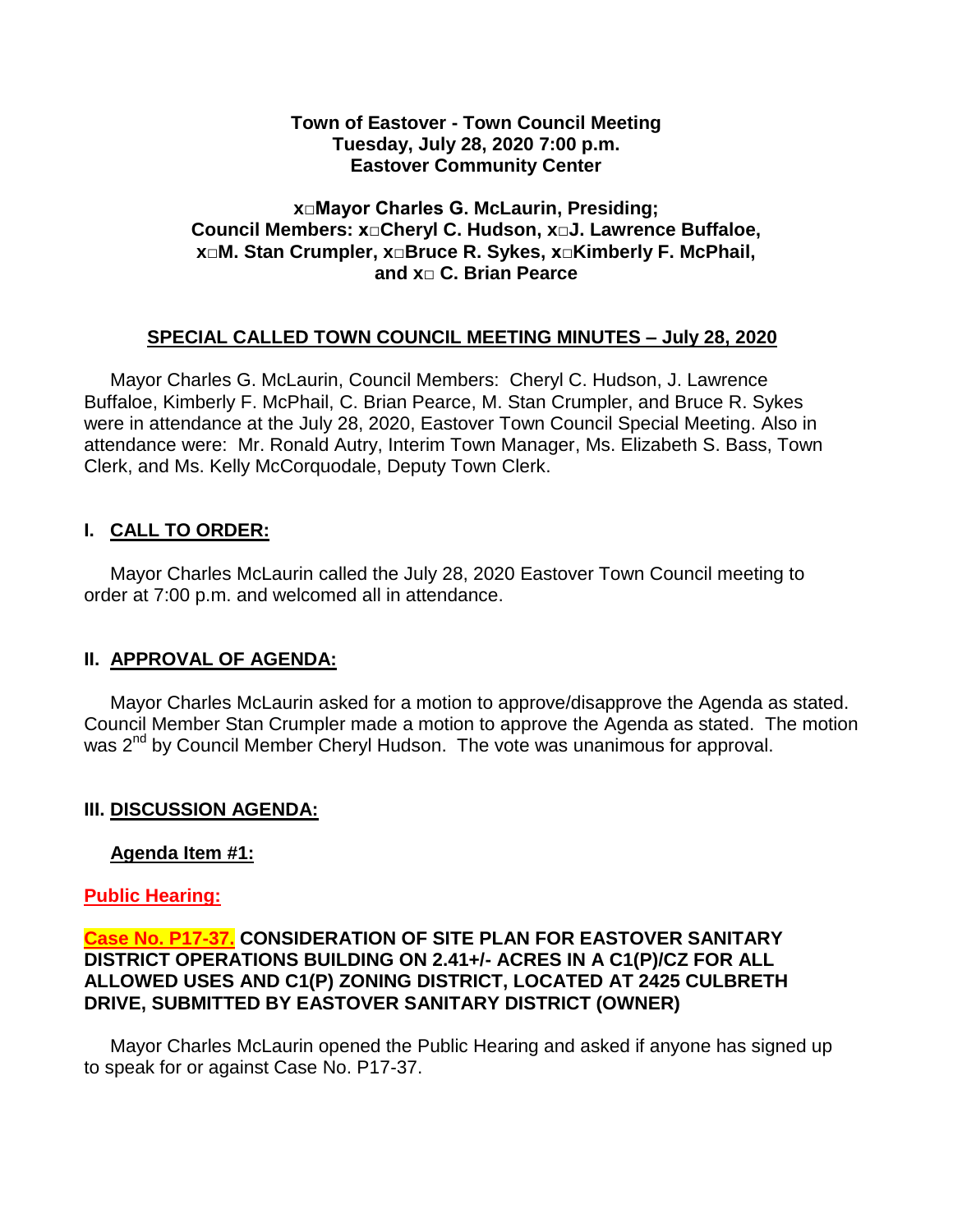**Town of Eastover - Town Council Meeting**
**Tuesday, July 28, 2020 7:00 p.m.**
**Eastover Community Center**

**x□Mayor Charles G. McLaurin, Presiding;**
**Council Members: x□Cheryl C. Hudson, x□J. Lawrence Buffaloe,**
**x□M. Stan Crumpler, x□Bruce R. Sykes, x□Kimberly F. McPhail,**
**and x□ C. Brian Pearce**

## SPECIAL CALLED TOWN COUNCIL MEETING MINUTES – July 28, 2020

Mayor Charles G. McLaurin, Council Members: Cheryl C. Hudson, J. Lawrence Buffaloe, Kimberly F. McPhail, C. Brian Pearce, M. Stan Crumpler, and Bruce R. Sykes were in attendance at the July 28, 2020, Eastover Town Council Special Meeting. Also in attendance were: Mr. Ronald Autry, Interim Town Manager, Ms. Elizabeth S. Bass, Town Clerk, and Ms. Kelly McCorquodale, Deputy Town Clerk.

## I. CALL TO ORDER:

Mayor Charles McLaurin called the July 28, 2020 Eastover Town Council meeting to order at 7:00 p.m. and welcomed all in attendance.

## II. APPROVAL OF AGENDA:

Mayor Charles McLaurin asked for a motion to approve/disapprove the Agenda as stated. Council Member Stan Crumpler made a motion to approve the Agenda as stated. The motion was 2nd by Council Member Cheryl Hudson. The vote was unanimous for approval.

## III. DISCUSSION AGENDA:

**Agenda Item #1:**

**Public Hearing:**

**Case No. P17-37. CONSIDERATION OF SITE PLAN FOR EASTOVER SANITARY DISTRICT OPERATIONS BUILDING ON 2.41+/- ACRES IN A C1(P)/CZ FOR ALL ALLOWED USES AND C1(P) ZONING DISTRICT, LOCATED AT 2425 CULBRETH DRIVE, SUBMITTED BY EASTOVER SANITARY DISTRICT (OWNER)**

Mayor Charles McLaurin opened the Public Hearing and asked if anyone has signed up to speak for or against Case No. P17-37.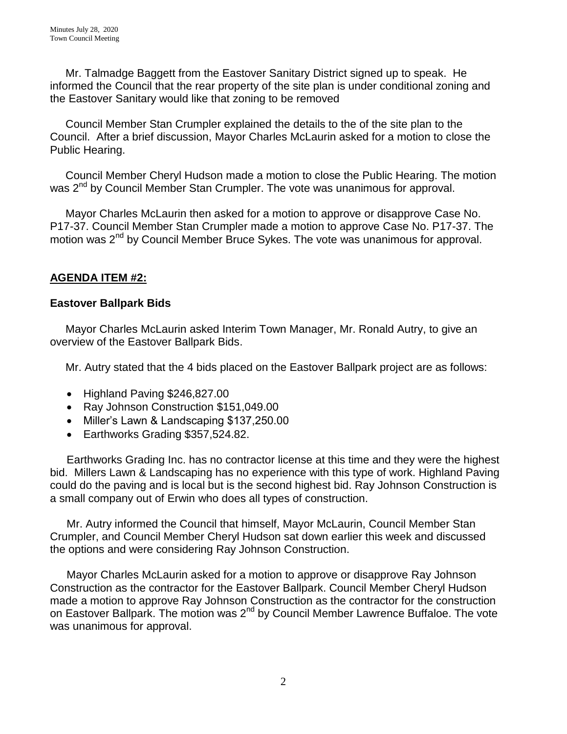Mr. Talmadge Baggett from the Eastover Sanitary District signed up to speak. He informed the Council that the rear property of the site plan is under conditional zoning and the Eastover Sanitary would like that zoning to be removed

Council Member Stan Crumpler explained the details to the of the site plan to the Council. After a brief discussion, Mayor Charles McLaurin asked for a motion to close the Public Hearing.

Council Member Cheryl Hudson made a motion to close the Public Hearing. The motion was 2nd by Council Member Stan Crumpler. The vote was unanimous for approval.

Mayor Charles McLaurin then asked for a motion to approve or disapprove Case No. P17-37. Council Member Stan Crumpler made a motion to approve Case No. P17-37. The motion was 2nd by Council Member Bruce Sykes. The vote was unanimous for approval.

## **AGENDA ITEM #2:**

### **Eastover Ballpark Bids**

Mayor Charles McLaurin asked Interim Town Manager, Mr. Ronald Autry, to give an overview of the Eastover Ballpark Bids.

Mr. Autry stated that the 4 bids placed on the Eastover Ballpark project are as follows:

- Highland Paving $246,827.00
- Ray Johnson Construction $151,049.00
- Miller's Lawn & Landscaping $137,250.00
- Earthworks Grading $357,524.82.

Earthworks Grading Inc. has no contractor license at this time and they were the highest bid. Millers Lawn & Landscaping has no experience with this type of work. Highland Paving could do the paving and is local but is the second highest bid. Ray Johnson Construction is a small company out of Erwin who does all types of construction.

Mr. Autry informed the Council that himself, Mayor McLaurin, Council Member Stan Crumpler, and Council Member Cheryl Hudson sat down earlier this week and discussed the options and were considering Ray Johnson Construction.

Mayor Charles McLaurin asked for a motion to approve or disapprove Ray Johnson Construction as the contractor for the Eastover Ballpark. Council Member Cheryl Hudson made a motion to approve Ray Johnson Construction as the contractor for the construction on Eastover Ballpark. The motion was 2nd by Council Member Lawrence Buffaloe. The vote was unanimous for approval.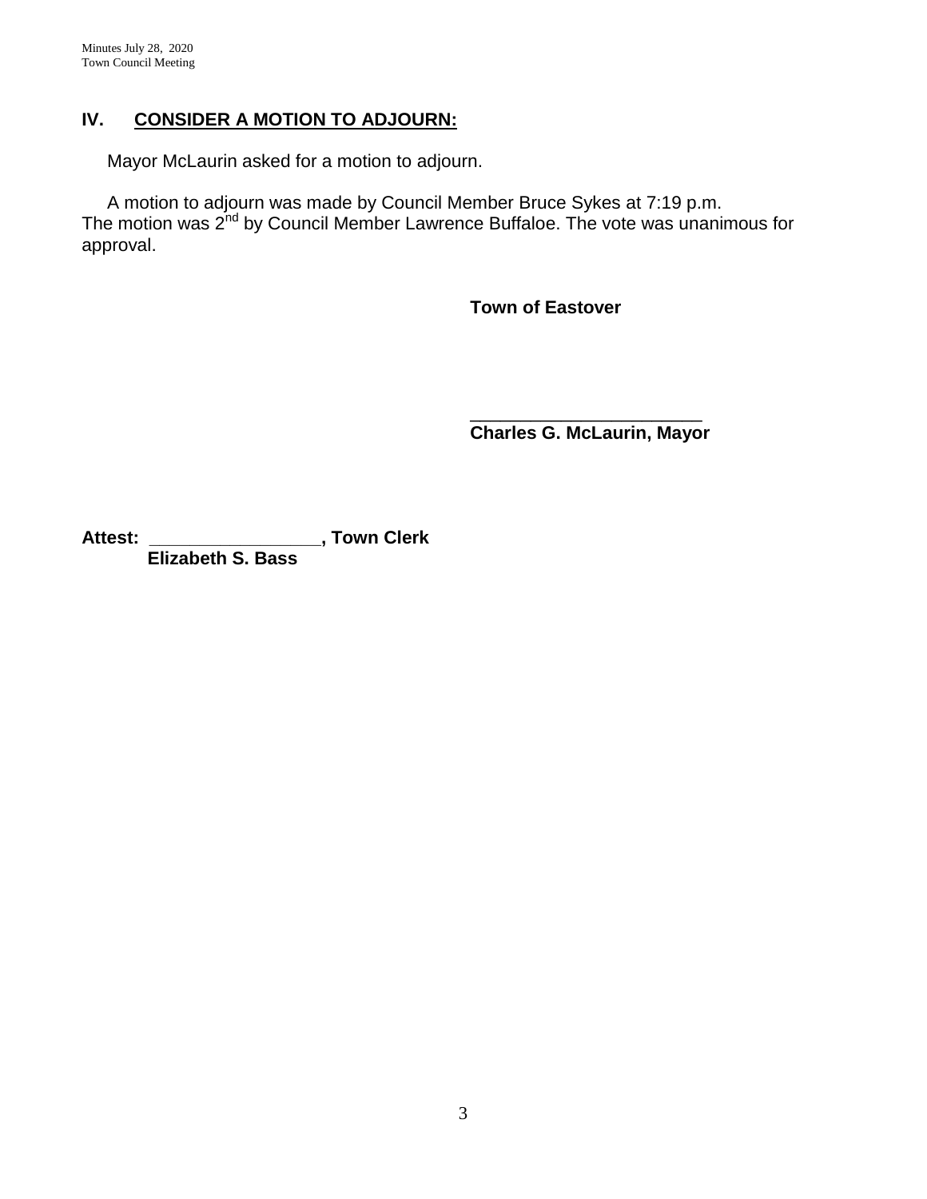## IV. CONSIDER A MOTION TO ADJOURN:

Mayor McLaurin asked for a motion to adjourn.

A motion to adjourn was made by Council Member Bruce Sykes at 7:19 p.m. The motion was 2nd by Council Member Lawrence Buffaloe. The vote was unanimous for approval.

**Town of Eastover**

_______________________
**Charles G. McLaurin, Mayor**

**Attest: _________________, Town Clerk**
**Elizabeth S. Bass**